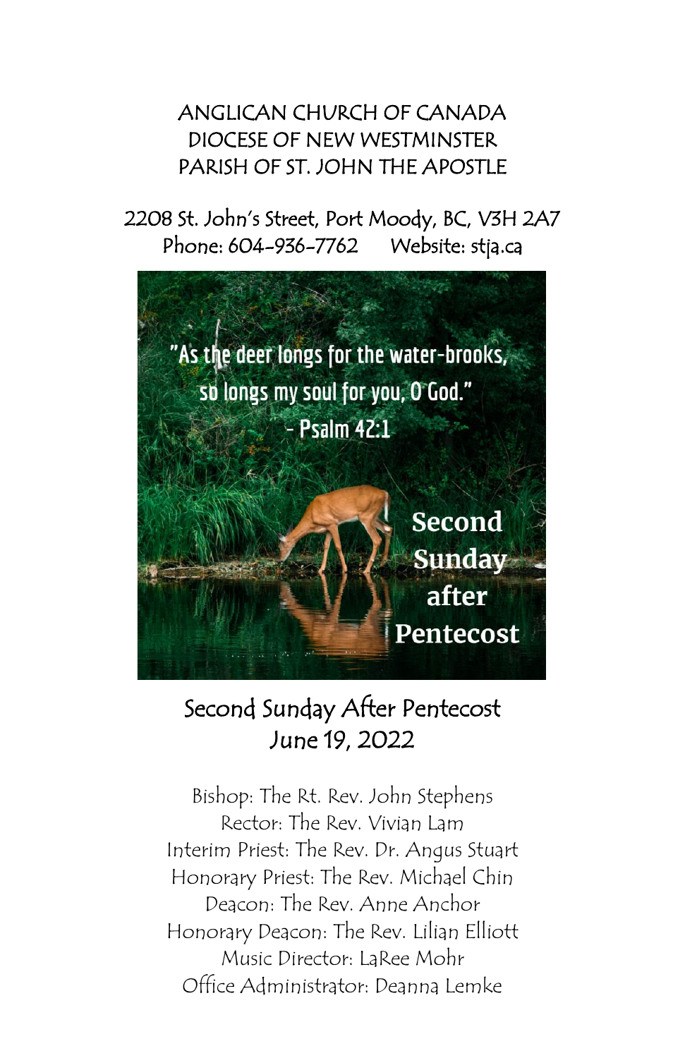# ANGLICAN CHURCH OF CANADA
# DIOCESE OF NEW WESTMINSTER
# PARISH OF ST. JOHN THE APOSTLE

2208 St. John's Street, Port Moody, BC, V3H 2A7
Phone: 604-936-7762 Website: stja.ca

"As the deer longs for the water-brooks, so longs my soul for you, O God."
- Psalm 42:1

Second Sunday after Pentecost

## Second Sunday After Pentecost
## June 19, 2022

Bishop: The Rt. Rev. John Stephens
Rector: The Rev. Vivian Lam
Interim Priest: The Rev. Dr. Angus Stuart
Honorary Priest: The Rev. Michael Chin
Deacon: The Rev. Anne Anchor
Honorary Deacon: The Rev. Lilian Elliott
Music Director: LaRee Mohr
Office Administrator: Deanna Lemke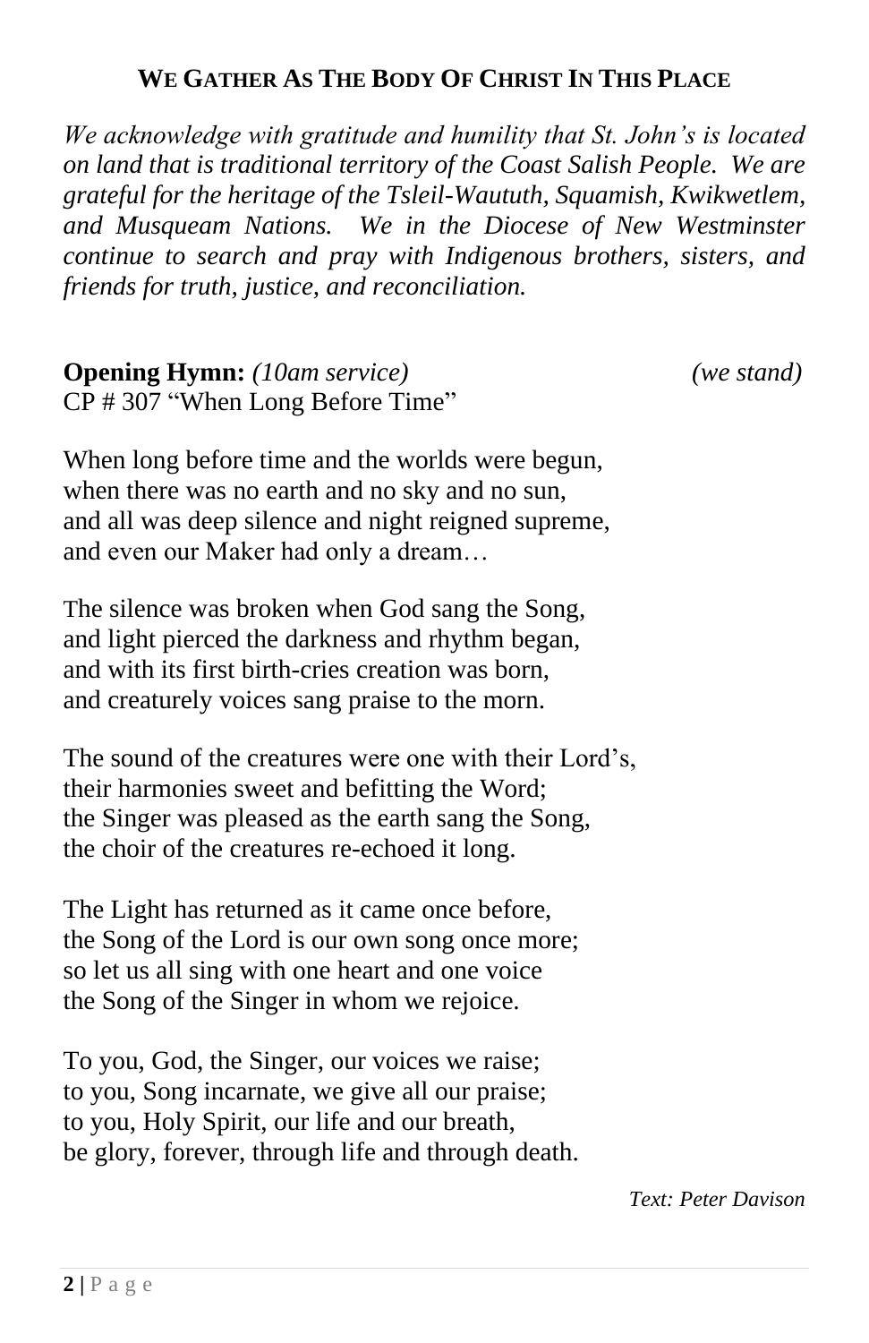## WE GATHER AS THE BODY OF CHRIST IN THIS PLACE

*We acknowledge with gratitude and humility that St. John's is located on land that is traditional territory of the Coast Salish People. We are grateful for the heritage of the Tsleil-Waututh, Squamish, Kwikwetlem, and Musqueam Nations. We in the Diocese of New Westminster continue to search and pray with Indigenous brothers, sisters, and friends for truth, justice, and reconciliation.*

**Opening Hymn:** *(10am service)* *(we stand)*
CP # 307 "When Long Before Time"

When long before time and the worlds were begun,
when there was no earth and no sky and no sun,
and all was deep silence and night reigned supreme,
and even our Maker had only a dream…

The silence was broken when God sang the Song,
and light pierced the darkness and rhythm began,
and with its first birth-cries creation was born,
and creaturely voices sang praise to the morn.

The sound of the creatures were one with their Lord's,
their harmonies sweet and befitting the Word;
the Singer was pleased as the earth sang the Song,
the choir of the creatures re-echoed it long.

The Light has returned as it came once before,
the Song of the Lord is our own song once more;
so let us all sing with one heart and one voice
the Song of the Singer in whom we rejoice.

To you, God, the Singer, our voices we raise;
to you, Song incarnate, we give all our praise;
to you, Holy Spirit, our life and our breath,
be glory, forever, through life and through death.

*Text: Peter Davison*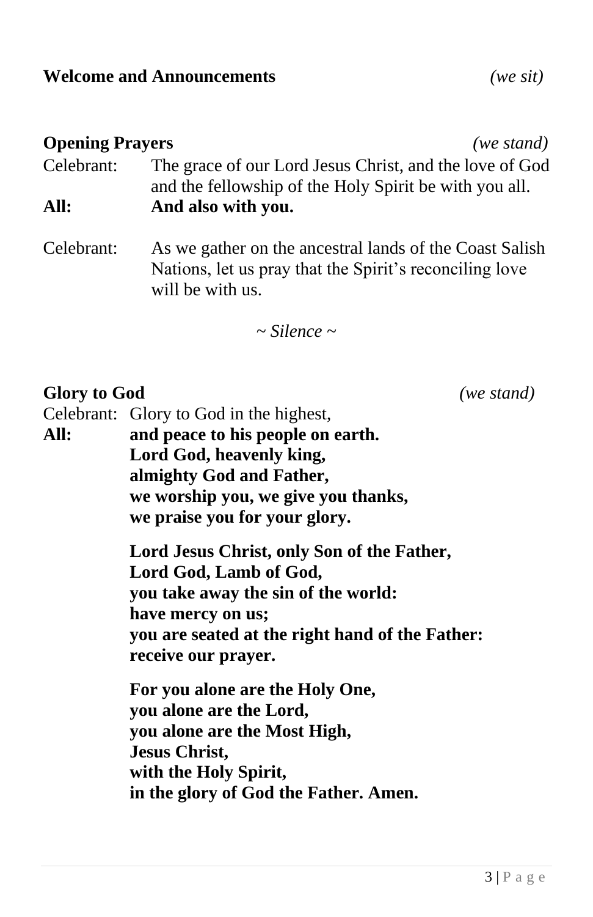**Welcome and Announcements** *(we sit)*

**Opening Prayers** *(we stand)*

Celebrant: The grace of our Lord Jesus Christ, and the love of God and the fellowship of the Holy Spirit be with you all.

**All: And also with you.**

Celebrant: As we gather on the ancestral lands of the Coast Salish Nations, let us pray that the Spirit's reconciling love will be with us.

*~ Silence ~*

**Glory to God** *(we stand)*

Celebrant: Glory to God in the highest,

**All: and peace to his people on earth.**
**Lord God, heavenly king,**
**almighty God and Father,**
**we worship you, we give you thanks,**
**we praise you for your glory.**

**Lord Jesus Christ, only Son of the Father,**
**Lord God, Lamb of God,**
**you take away the sin of the world:**
**have mercy on us;**
**you are seated at the right hand of the Father:**
**receive our prayer.**

**For you alone are the Holy One,**
**you alone are the Lord,**
**you alone are the Most High,**
**Jesus Christ,**
**with the Holy Spirit,**
**in the glory of God the Father. Amen.**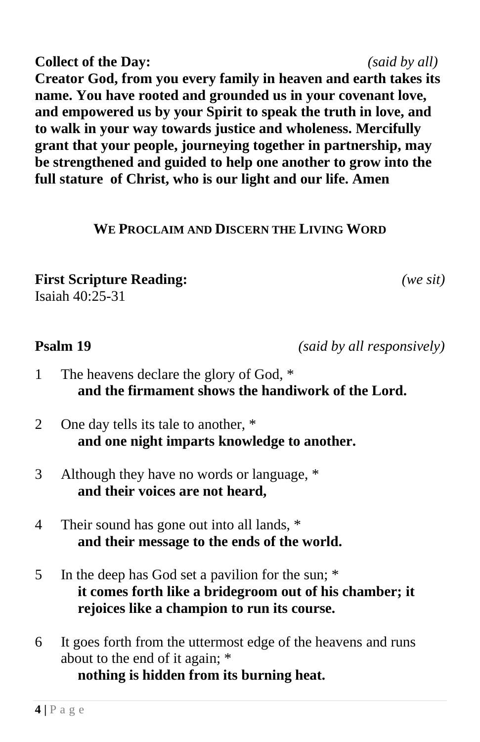**Collect of the Day:** *(said by all)*

**Creator God, from you every family in heaven and earth takes its name. You have rooted and grounded us in your covenant love, and empowered us by your Spirit to speak the truth in love, and to walk in your way towards justice and wholeness. Mercifully grant that your people, journeying together in partnership, may be strengthened and guided to help one another to grow into the full stature of Christ, who is our light and our life. Amen**

## WE PROCLAIM AND DISCERN THE LIVING WORD

**First Scripture Reading:** *(we sit)*

Isaiah 40:25-31

**Psalm 19** *(said by all responsively)*

1 The heavens declare the glory of God, *
**and the firmament shows the handiwork of the Lord.**

2 One day tells its tale to another, *
**and one night imparts knowledge to another.**

3 Although they have no words or language, *
**and their voices are not heard,**

4 Their sound has gone out into all lands, *
**and their message to the ends of the world.**

5 In the deep has God set a pavilion for the sun; *
**it comes forth like a bridegroom out of his chamber; it rejoices like a champion to run its course.**

6 It goes forth from the uttermost edge of the heavens and runs about to the end of it again; *
**nothing is hidden from its burning heat.**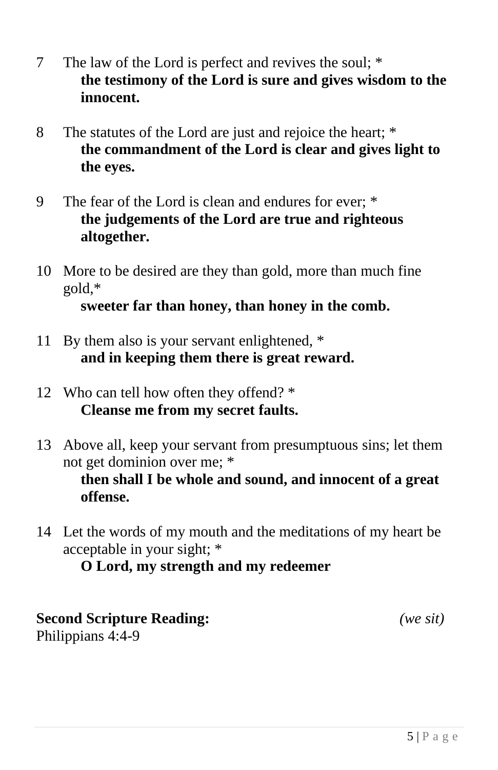7 The law of the Lord is perfect and revives the soul; *
**the testimony of the Lord is sure and gives wisdom to the innocent.**

8 The statutes of the Lord are just and rejoice the heart; *
**the commandment of the Lord is clear and gives light to the eyes.**

9 The fear of the Lord is clean and endures for ever; *
**the judgements of the Lord are true and righteous altogether.**

10 More to be desired are they than gold, more than much fine gold,*
**sweeter far than honey, than honey in the comb.**

11 By them also is your servant enlightened, *
**and in keeping them there is great reward.**

12 Who can tell how often they offend? *
**Cleanse me from my secret faults.**

13 Above all, keep your servant from presumptuous sins; let them not get dominion over me; *
**then shall I be whole and sound, and innocent of a great offense.**

14 Let the words of my mouth and the meditations of my heart be acceptable in your sight; *
**O Lord, my strength and my redeemer**

**Second Scripture Reading:** *(we sit)*
Philippians 4:4-9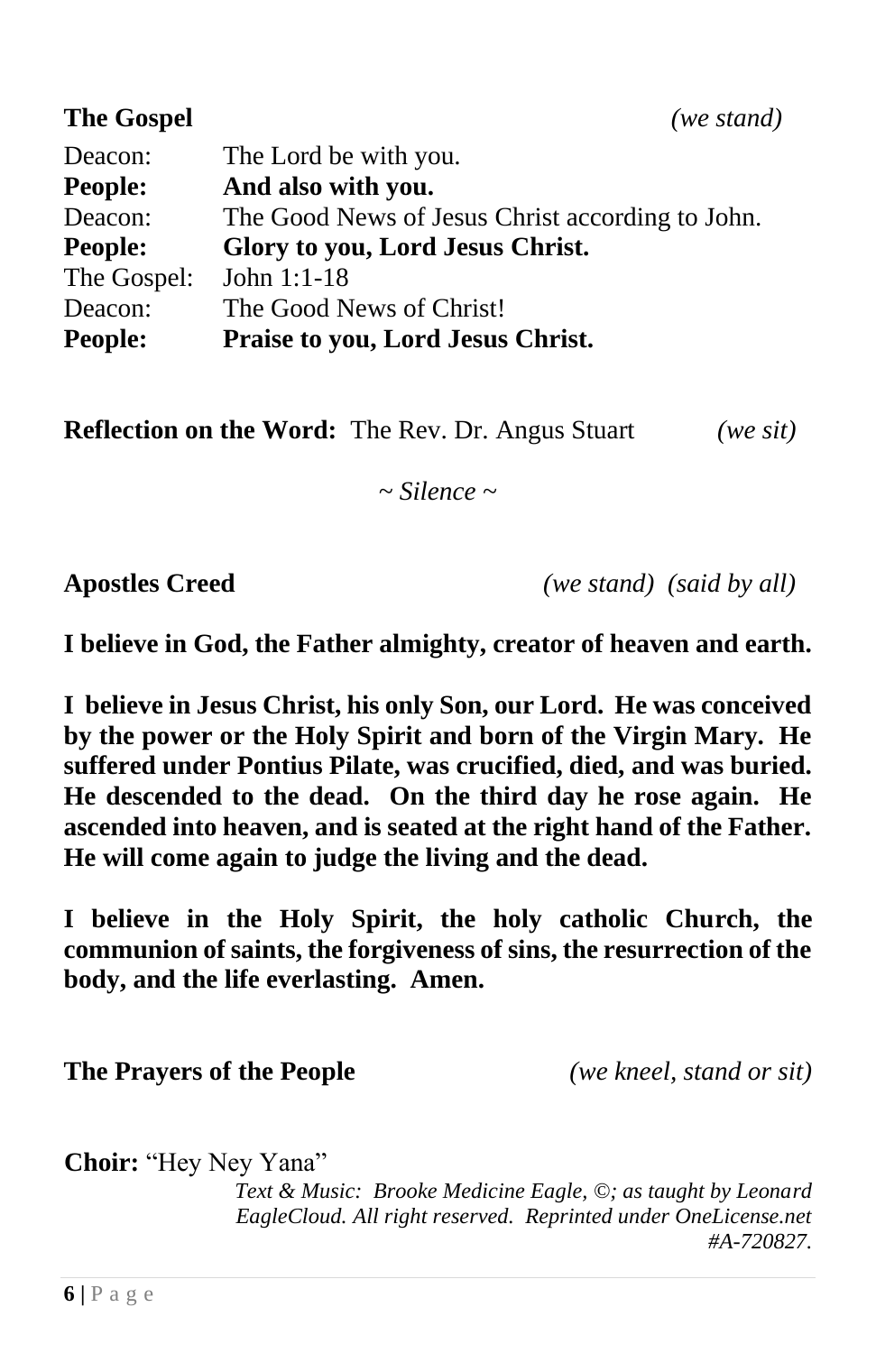**The Gospel** *(we stand)*

Deacon: The Lord be with you.
**People: And also with you.**
Deacon: The Good News of Jesus Christ according to John.
**People: Glory to you, Lord Jesus Christ.**
The Gospel: John 1:1-18
Deacon: The Good News of Christ!
**People: Praise to you, Lord Jesus Christ.**

**Reflection on the Word:** The Rev. Dr. Angus Stuart *(we sit)*

*~ Silence ~*

**Apostles Creed** *(we stand) (said by all)*

**I believe in God, the Father almighty, creator of heaven and earth.**

**I believe in Jesus Christ, his only Son, our Lord. He was conceived by the power or the Holy Spirit and born of the Virgin Mary. He suffered under Pontius Pilate, was crucified, died, and was buried. He descended to the dead. On the third day he rose again. He ascended into heaven, and is seated at the right hand of the Father. He will come again to judge the living and the dead.**

**I believe in the Holy Spirit, the holy catholic Church, the communion of saints, the forgiveness of sins, the resurrection of the body, and the life everlasting. Amen.**

**The Prayers of the People** *(we kneel, stand or sit)*

**Choir:** "Hey Ney Yana"

*Text & Music: Brooke Medicine Eagle, ©; as taught by Leonard EagleCloud. All right reserved. Reprinted under OneLicense.net #A-720827.*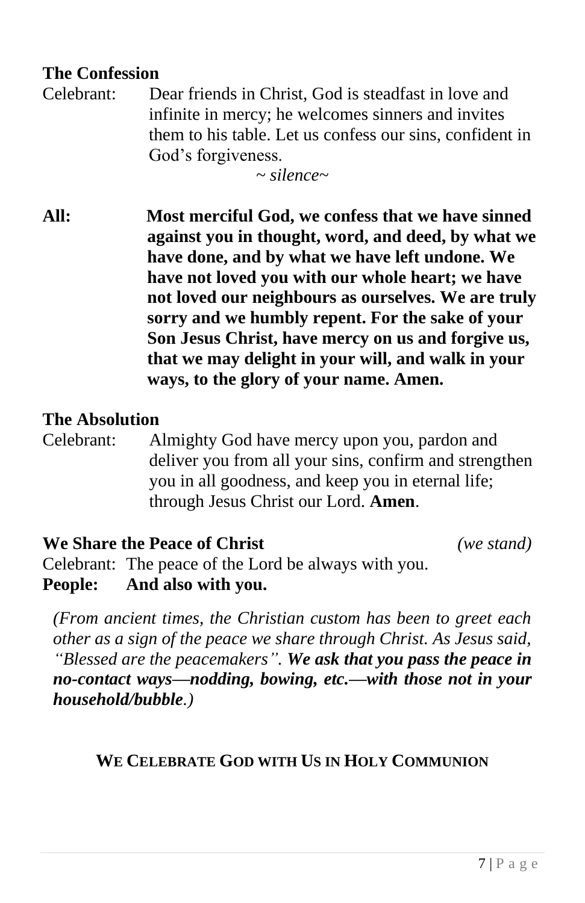### The Confession

Celebrant: Dear friends in Christ, God is steadfast in love and infinite in mercy; he welcomes sinners and invites them to his table. Let us confess our sins, confident in God's forgiveness.

*~ silence~*

**All: Most merciful God, we confess that we have sinned against you in thought, word, and deed, by what we have done, and by what we have left undone. We have not loved you with our whole heart; we have not loved our neighbours as ourselves. We are truly sorry and we humbly repent. For the sake of your Son Jesus Christ, have mercy on us and forgive us, that we may delight in your will, and walk in your ways, to the glory of your name. Amen.**

### The Absolution

Celebrant: Almighty God have mercy upon you, pardon and deliver you from all your sins, confirm and strengthen you in all goodness, and keep you in eternal life; through Jesus Christ our Lord. **Amen**.

### We Share the Peace of Christ *(we stand)*

Celebrant: The peace of the Lord be always with you.
**People: And also with you.**

*(From ancient times, the Christian custom has been to greet each other as a sign of the peace we share through Christ. As Jesus said, "Blessed are the peacemakers". **We ask that you pass the peace in no-contact ways—nodding, bowing, etc.—with those not in your household/bubble**.)*

## WE CELEBRATE GOD WITH US IN HOLY COMMUNION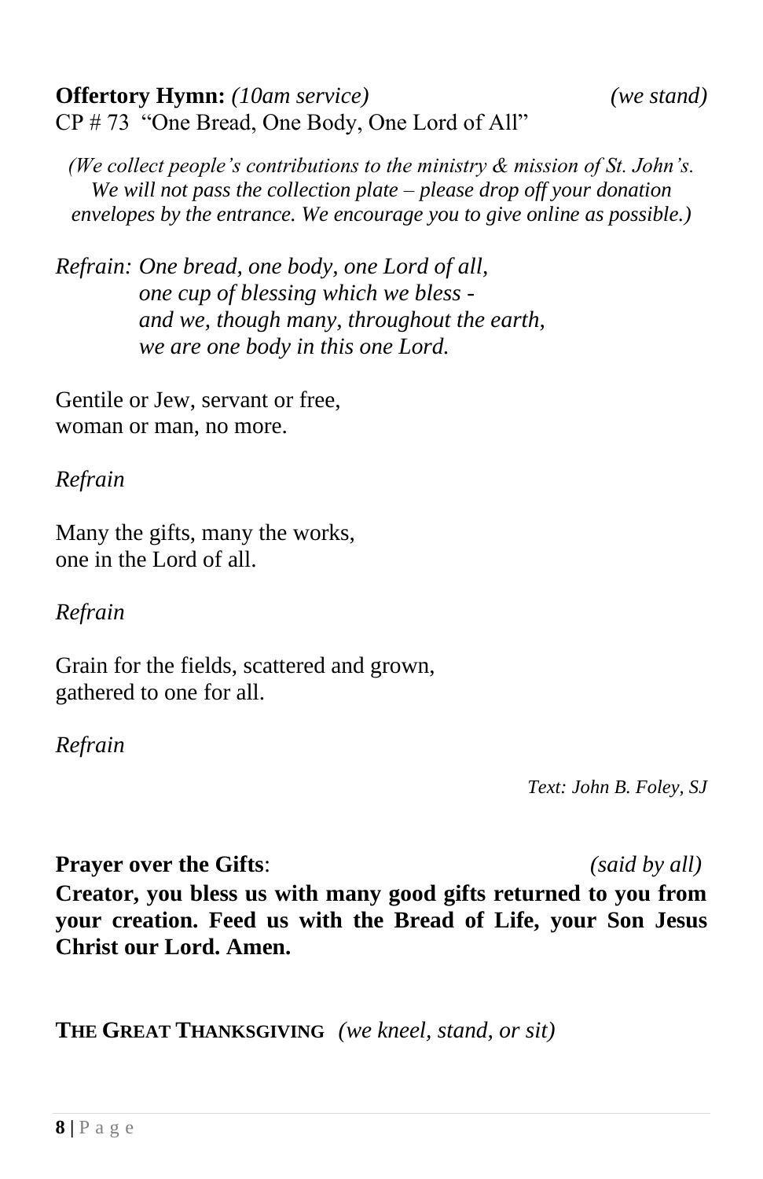**Offertory Hymn:** *(10am service)* *(we stand)*
CP # 73 "One Bread, One Body, One Lord of All"

*(We collect people's contributions to the ministry & mission of St. John's. We will not pass the collection plate – please drop off your donation envelopes by the entrance. We encourage you to give online as possible.)*

*Refrain: One bread, one body, one Lord of all,*
*one cup of blessing which we bless -*
*and we, though many, throughout the earth,*
*we are one body in this one Lord.*

Gentile or Jew, servant or free,
woman or man, no more.

*Refrain*

Many the gifts, many the works,
one in the Lord of all.

*Refrain*

Grain for the fields, scattered and grown,
gathered to one for all.

*Refrain*

*Text: John B. Foley, SJ*

**Prayer over the Gifts**: *(said by all)*
**Creator, you bless us with many good gifts returned to you from your creation. Feed us with the Bread of Life, your Son Jesus Christ our Lord. Amen.**

**THE GREAT THANKSGIVING** *(we kneel, stand, or sit)*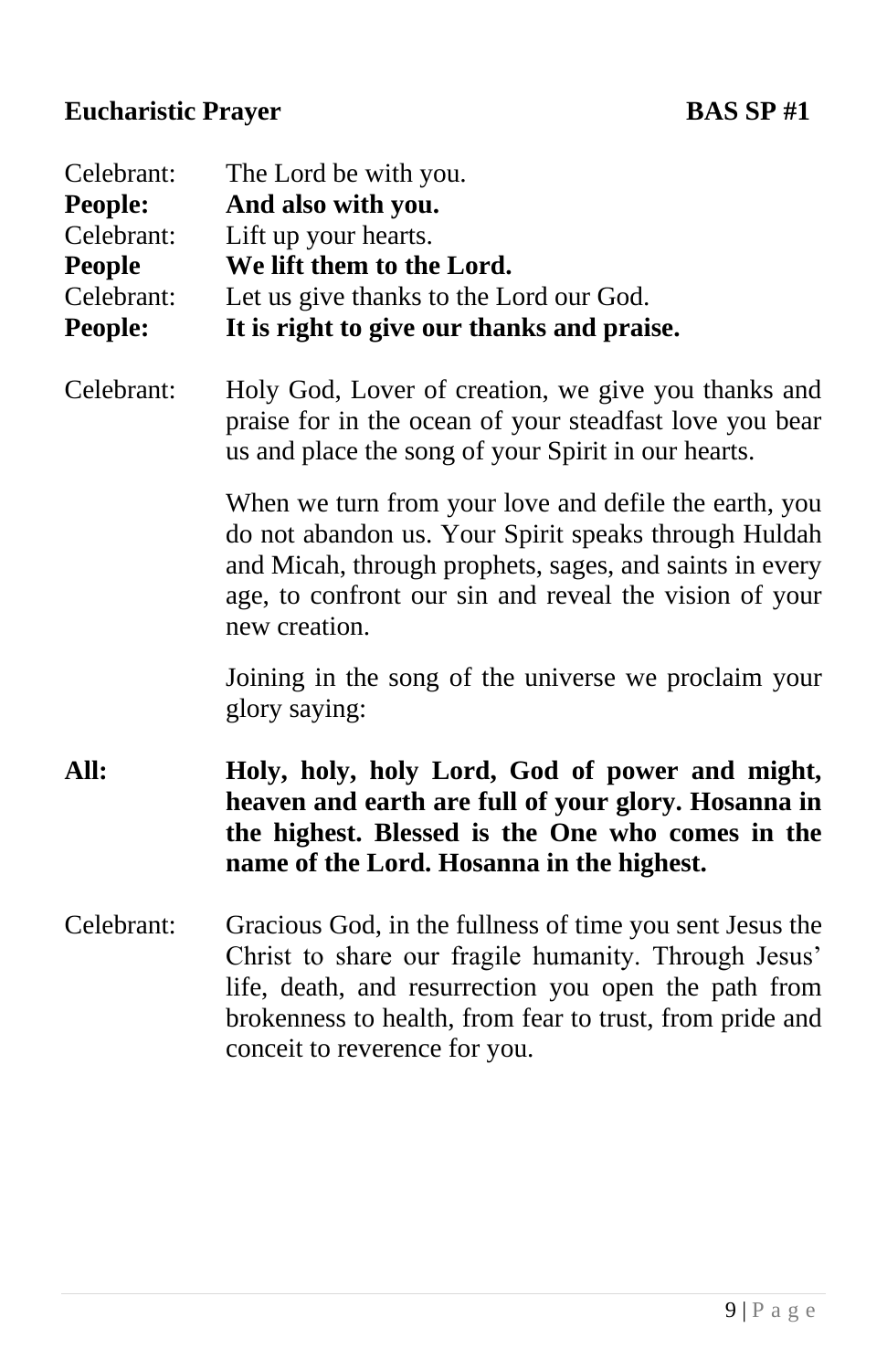## Eucharistic Prayer BAS SP #1

Celebrant: The Lord be with you.
**People: And also with you.**
Celebrant: Lift up your hearts.
**People We lift them to the Lord.**
Celebrant: Let us give thanks to the Lord our God.
**People: It is right to give our thanks and praise.**

Celebrant: Holy God, Lover of creation, we give you thanks and praise for in the ocean of your steadfast love you bear us and place the song of your Spirit in our hearts.

When we turn from your love and defile the earth, you do not abandon us. Your Spirit speaks through Huldah and Micah, through prophets, sages, and saints in every age, to confront our sin and reveal the vision of your new creation.

Joining in the song of the universe we proclaim your glory saying:

**All: Holy, holy, holy Lord, God of power and might, heaven and earth are full of your glory. Hosanna in the highest. Blessed is the One who comes in the name of the Lord. Hosanna in the highest.**

Celebrant: Gracious God, in the fullness of time you sent Jesus the Christ to share our fragile humanity. Through Jesus' life, death, and resurrection you open the path from brokenness to health, from fear to trust, from pride and conceit to reverence for you.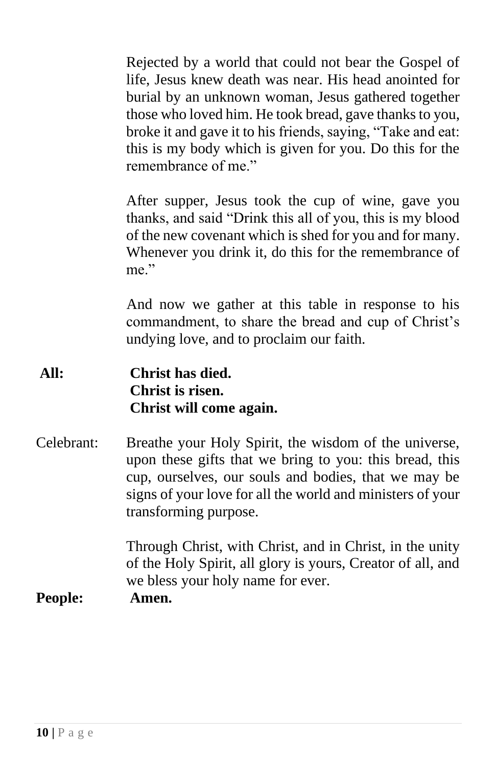Rejected by a world that could not bear the Gospel of life, Jesus knew death was near. His head anointed for burial by an unknown woman, Jesus gathered together those who loved him. He took bread, gave thanks to you, broke it and gave it to his friends, saying, "Take and eat: this is my body which is given for you. Do this for the remembrance of me."

After supper, Jesus took the cup of wine, gave you thanks, and said "Drink this all of you, this is my blood of the new covenant which is shed for you and for many. Whenever you drink it, do this for the remembrance of me."

And now we gather at this table in response to his commandment, to share the bread and cup of Christ's undying love, and to proclaim our faith.

**All:** **Christ has died.**
**Christ is risen.**
**Christ will come again.**

Celebrant: Breathe your Holy Spirit, the wisdom of the universe, upon these gifts that we bring to you: this bread, this cup, ourselves, our souls and bodies, that we may be signs of your love for all the world and ministers of your transforming purpose.

Through Christ, with Christ, and in Christ, in the unity of the Holy Spirit, all glory is yours, Creator of all, and we bless your holy name for ever.

**People:** **Amen.**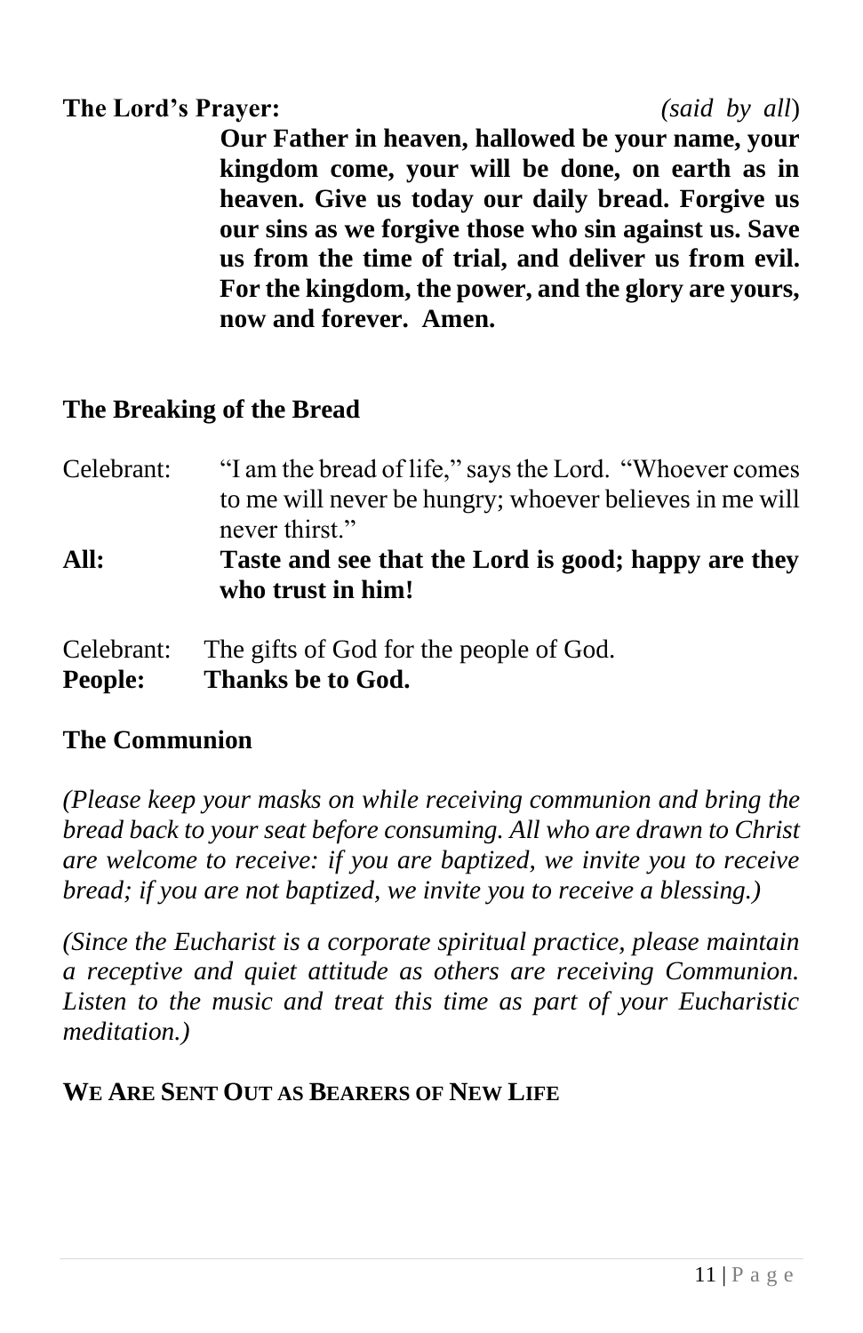**The Lord's Prayer:** *(said by all)*

**Our Father in heaven, hallowed be your name, your kingdom come, your will be done, on earth as in heaven. Give us today our daily bread. Forgive us our sins as we forgive those who sin against us. Save us from the time of trial, and deliver us from evil. For the kingdom, the power, and the glory are yours, now and forever. Amen.**

**The Breaking of the Bread**

Celebrant: "I am the bread of life," says the Lord. "Whoever comes to me will never be hungry; whoever believes in me will never thirst."

**All: Taste and see that the Lord is good; happy are they who trust in him!**

Celebrant: The gifts of God for the people of God.

**People: Thanks be to God.**

**The Communion**

*(Please keep your masks on while receiving communion and bring the bread back to your seat before consuming. All who are drawn to Christ are welcome to receive: if you are baptized, we invite you to receive bread; if you are not baptized, we invite you to receive a blessing.)*

*(Since the Eucharist is a corporate spiritual practice, please maintain a receptive and quiet attitude as others are receiving Communion. Listen to the music and treat this time as part of your Eucharistic meditation.)*

**WE ARE SENT OUT AS BEARERS OF NEW LIFE**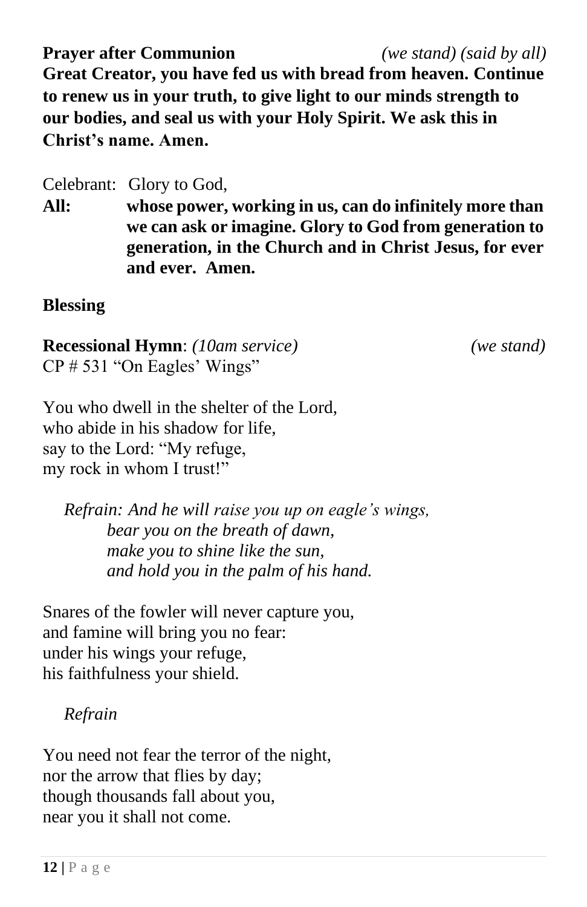**Prayer after Communion** *(we stand) (said by all)*

**Great Creator, you have fed us with bread from heaven. Continue to renew us in your truth, to give light to our minds strength to our bodies, and seal us with your Holy Spirit. We ask this in Christ's name. Amen.**

Celebrant: Glory to God,

**All: whose power, working in us, can do infinitely more than we can ask or imagine. Glory to God from generation to generation, in the Church and in Christ Jesus, for ever and ever. Amen.**

**Blessing**

**Recessional Hymn**: *(10am service)* *(we stand)*

CP # 531 "On Eagles' Wings"

You who dwell in the shelter of the Lord,
who abide in his shadow for life,
say to the Lord: "My refuge,
my rock in whom I trust!"

*Refrain: And he will raise you up on eagle's wings,*
*bear you on the breath of dawn,*
*make you to shine like the sun,*
*and hold you in the palm of his hand.*

Snares of the fowler will never capture you,
and famine will bring you no fear:
under his wings your refuge,
his faithfulness your shield.

*Refrain*

You need not fear the terror of the night,
nor the arrow that flies by day;
though thousands fall about you,
near you it shall not come.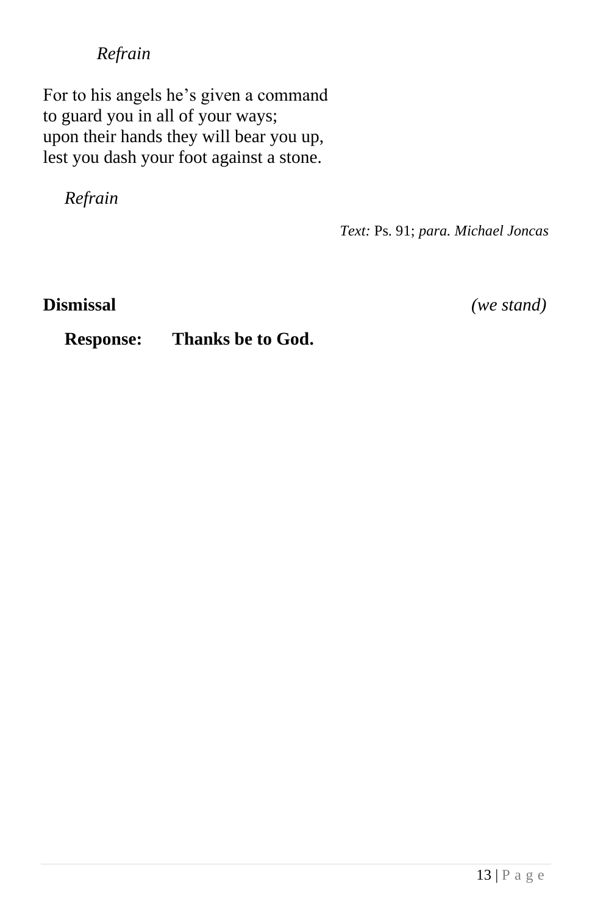*Refrain*

For to his angels he's given a command
to guard you in all of your ways;
upon their hands they will bear you up,
lest you dash your foot against a stone.

*Refrain*

*Text:* Ps. 91; *para. Michael Joncas*

**Dismissal** *(we stand)*

**Response: Thanks be to God.**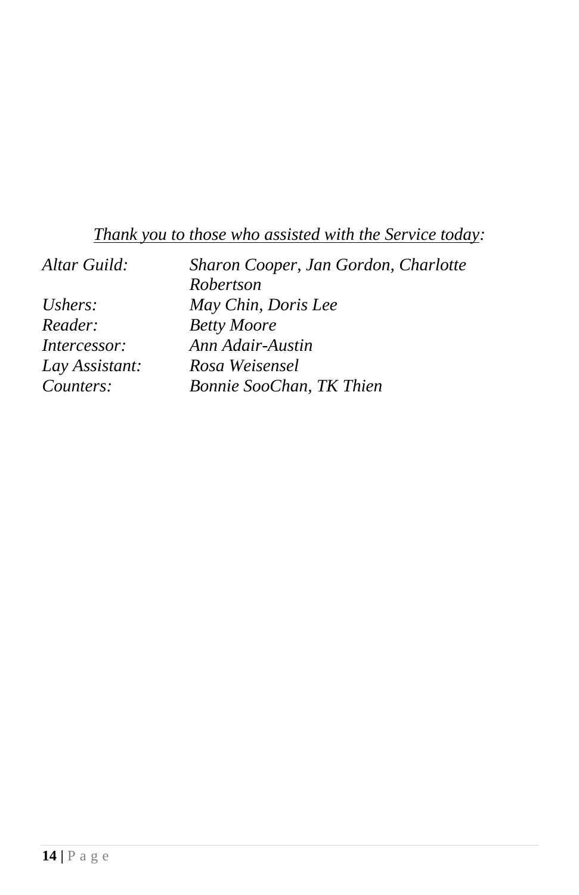*Thank you to those who assisted with the Service today:*

| | |
|---|---|
| *Altar Guild:* | *Sharon Cooper, Jan Gordon, Charlotte Robertson* |
| *Ushers:* | *May Chin, Doris Lee* |
| *Reader:* | *Betty Moore* |
| *Intercessor:* | *Ann Adair-Austin* |
| *Lay Assistant:* | *Rosa Weisensel* |
| *Counters:* | *Bonnie SooChan, TK Thien* |